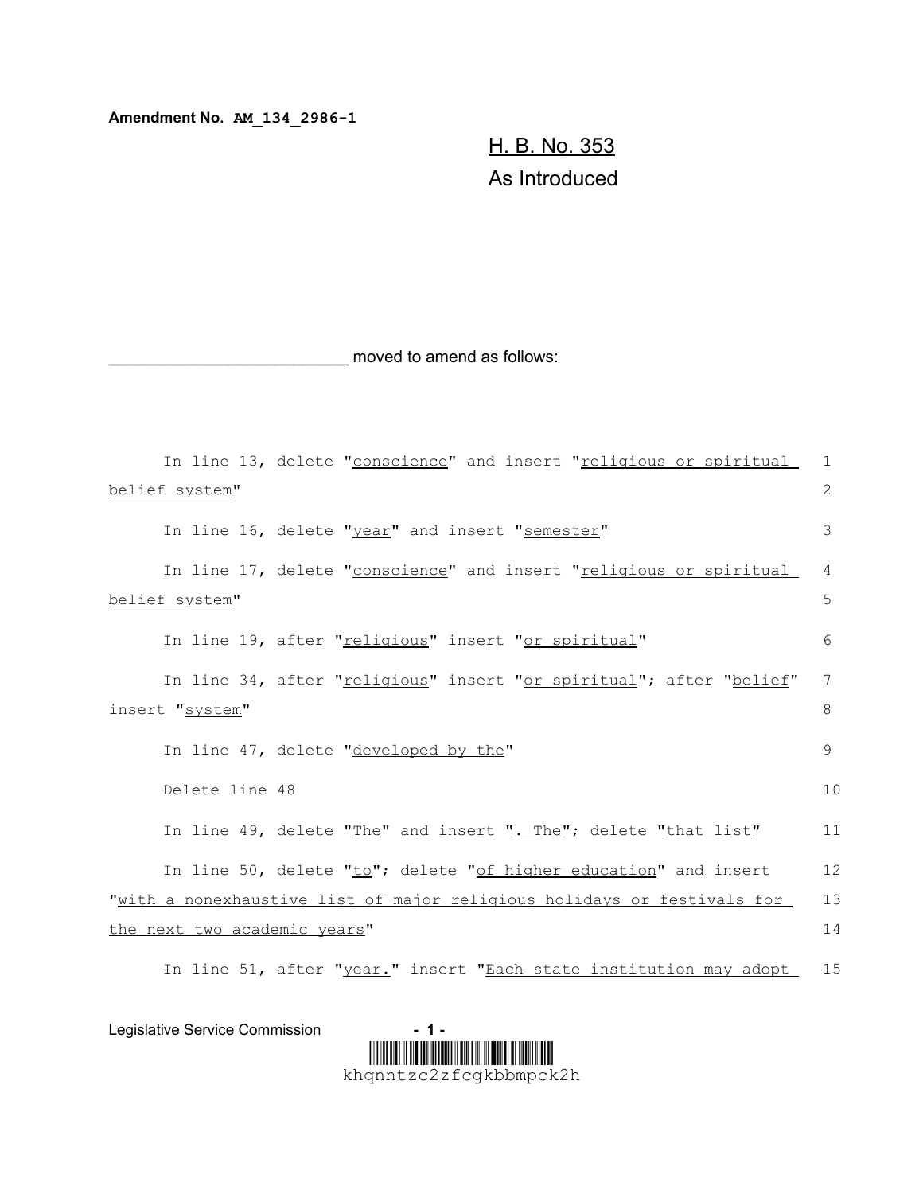**Amendment No. AM_134_2986-1**

H. B. No. 353
As Introduced

_________________________ moved to amend as follows:

In line 13, delete "conscience" and insert "religious or spiritual belief system"

In line 16, delete "year" and insert "semester"

In line 17, delete "conscience" and insert "religious or spiritual belief system"

In line 19, after "religious" insert "or spiritual"

In line 34, after "religious" insert "or spiritual"; after "belief" insert "system"

In line 47, delete "developed by the"

Delete line 48

In line 49, delete "The" and insert ". The"; delete "that list"

In line 50, delete "to"; delete "of higher education" and insert "with a nonexhaustive list of major religious holidays or festivals for the next two academic years"

In line 51, after "year." insert "Each state institution may adopt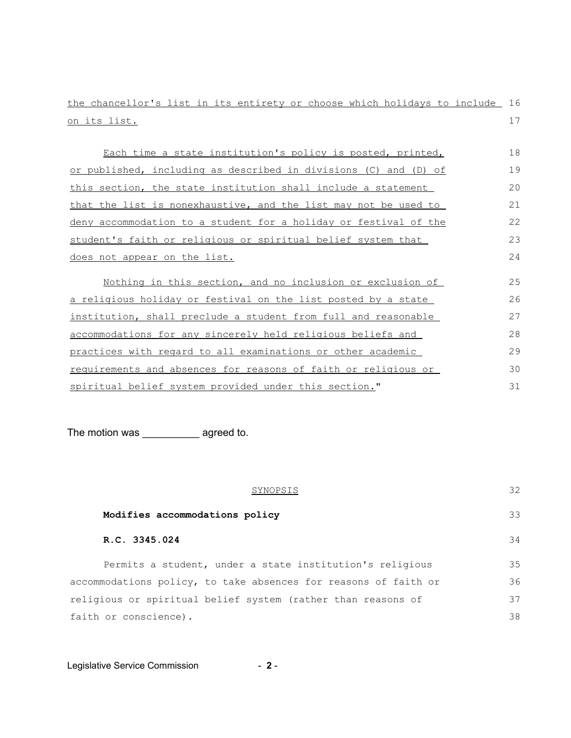the chancellor's list in its entirety or choose which holidays to include on its list.

Each time a state institution's policy is posted, printed, or published, including as described in divisions (C) and (D) of this section, the state institution shall include a statement that the list is nonexhaustive, and the list may not be used to deny accommodation to a student for a holiday or festival of the student's faith or religious or spiritual belief system that does not appear on the list.

Nothing in this section, and no inclusion or exclusion of a religious holiday or festival on the list posted by a state institution, shall preclude a student from full and reasonable accommodations for any sincerely held religious beliefs and practices with regard to all examinations or other academic requirements and absences for reasons of faith or religious or spiritual belief system provided under this section."

The motion was __________ agreed to.

SYNOPSIS

**Modifies accommodations policy**

**R.C. 3345.024**

Permits a student, under a state institution's religious accommodations policy, to take absences for reasons of faith or religious or spiritual belief system (rather than reasons of faith or conscience).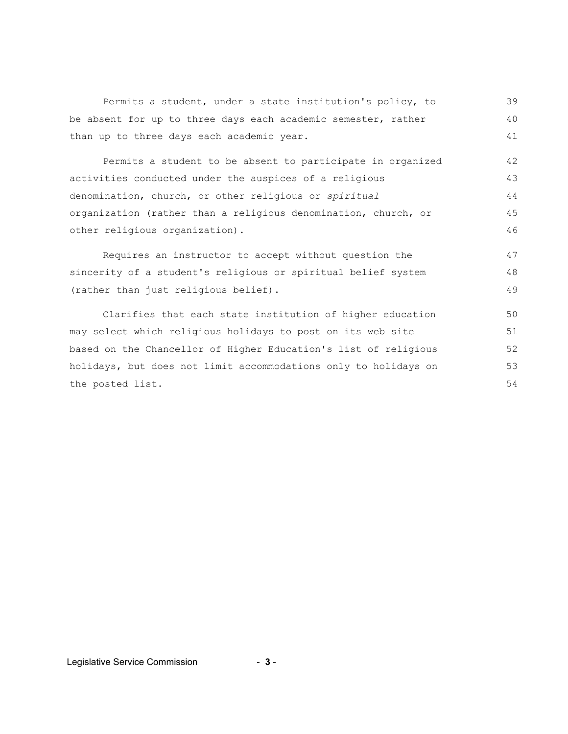Permits a student, under a state institution's policy, to be absent for up to three days each academic semester, rather than up to three days each academic year.

Permits a student to be absent to participate in organized activities conducted under the auspices of a religious denomination, church, or other religious or *spiritual* organization (rather than a religious denomination, church, or other religious organization).

Requires an instructor to accept without question the sincerity of a student's religious or spiritual belief system (rather than just religious belief).

Clarifies that each state institution of higher education may select which religious holidays to post on its web site based on the Chancellor of Higher Education's list of religious holidays, but does not limit accommodations only to holidays on the posted list.